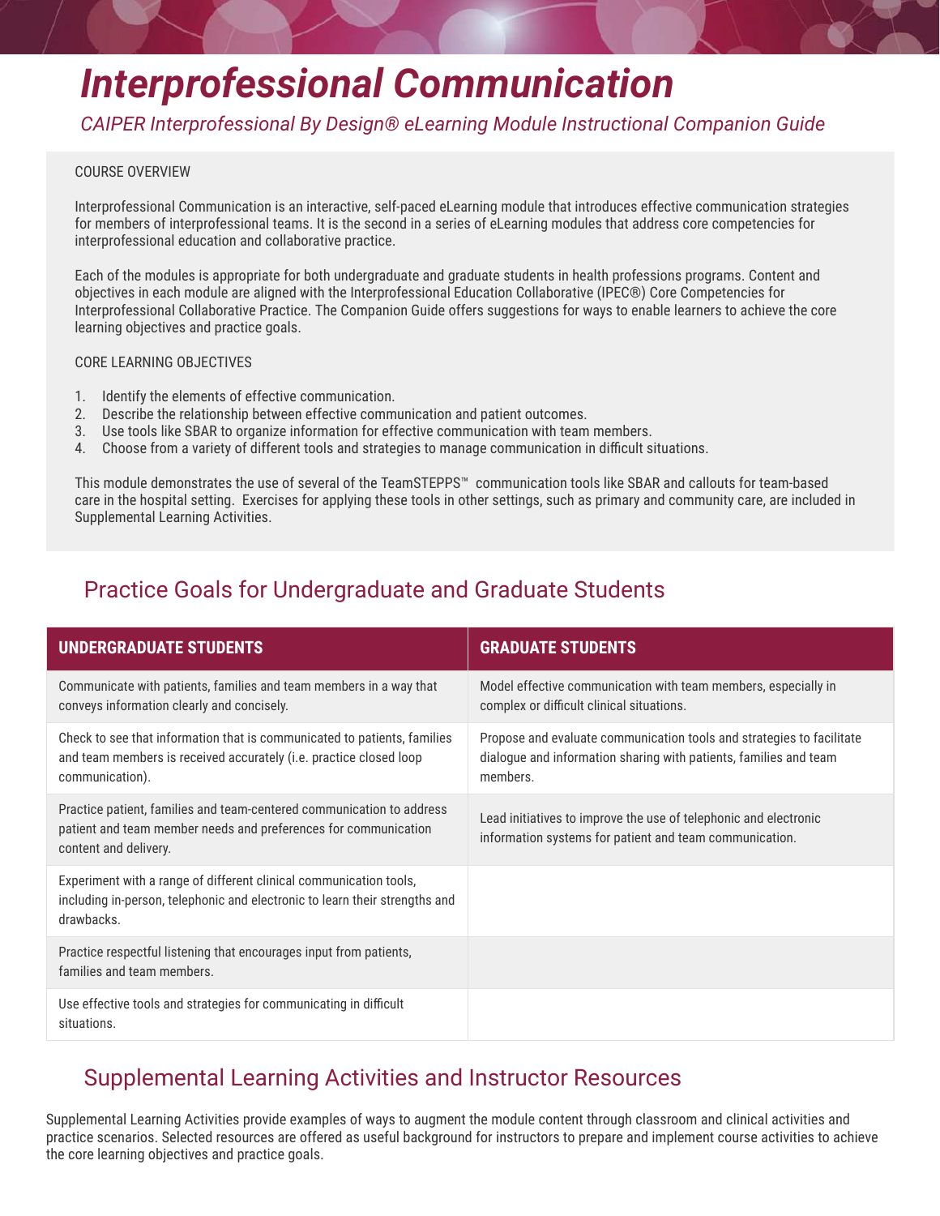# *Interprofessional Communication*

*CAIPER Interprofessional By Design® eLearning Module Instructional Companion Guide*

COURSE OVERVIEW

Interprofessional Communication is an interactive, self-paced eLearning module that introduces effective communication strategies for members of interprofessional teams. It is the second in a series of eLearning modules that address core competencies for interprofessional education and collaborative practice.

Each of the modules is appropriate for both undergraduate and graduate students in health professions programs. Content and objectives in each module are aligned with the Interprofessional Education Collaborative (IPEC®) Core Competencies for Interprofessional Collaborative Practice. The Companion Guide offers suggestions for ways to enable learners to achieve the core learning objectives and practice goals.

CORE LEARNING OBJECTIVES

1. Identify the elements of effective communication.
2. Describe the relationship between effective communication and patient outcomes.
3. Use tools like SBAR to organize information for effective communication with team members.
4. Choose from a variety of different tools and strategies to manage communication in difficult situations.

This module demonstrates the use of several of the TeamSTEPPS™ communication tools like SBAR and callouts for team-based care in the hospital setting. Exercises for applying these tools in other settings, such as primary and community care, are included in Supplemental Learning Activities.

## Practice Goals for Undergraduate and Graduate Students

| UNDERGRADUATE STUDENTS | GRADUATE STUDENTS |
|---|---|
| Communicate with patients, families and team members in a way that conveys information clearly and concisely. | Model effective communication with team members, especially in complex or difficult clinical situations. |
| Check to see that information that is communicated to patients, families and team members is received accurately (i.e. practice closed loop communication). | Propose and evaluate communication tools and strategies to facilitate dialogue and information sharing with patients, families and team members. |
| Practice patient, families and team-centered communication to address patient and team member needs and preferences for communication content and delivery. | Lead initiatives to improve the use of telephonic and electronic information systems for patient and team communication. |
| Experiment with a range of different clinical communication tools, including in-person, telephonic and electronic to learn their strengths and drawbacks. | |
| Practice respectful listening that encourages input from patients, families and team members. | |
| Use effective tools and strategies for communicating in difficult situations. | |

## Supplemental Learning Activities and Instructor Resources

Supplemental Learning Activities provide examples of ways to augment the module content through classroom and clinical activities and practice scenarios. Selected resources are offered as useful background for instructors to prepare and implement course activities to achieve the core learning objectives and practice goals.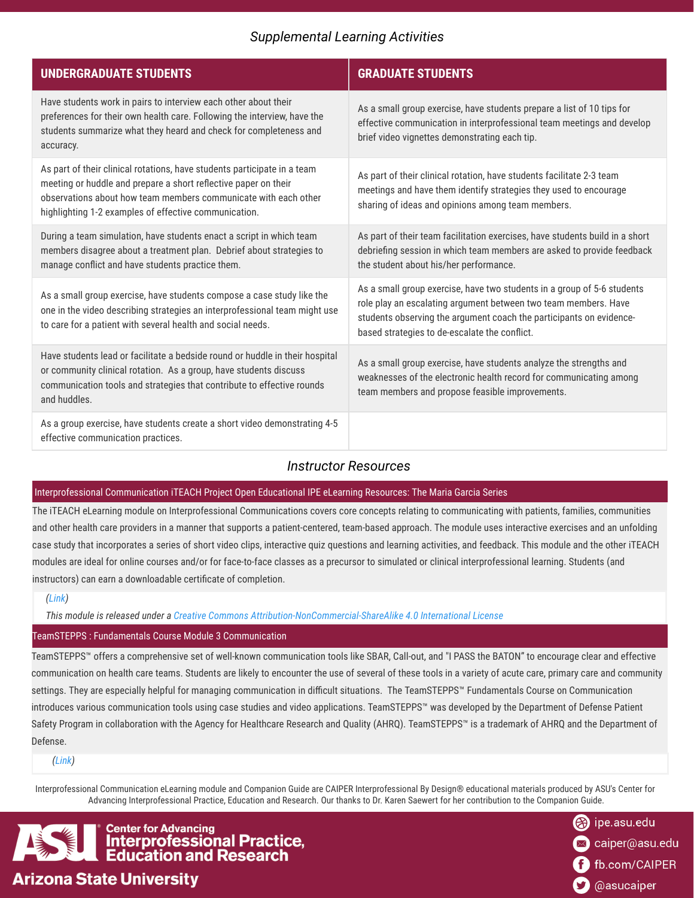## *Supplemental Learning Activities*

| UNDERGRADUATE STUDENTS | GRADUATE STUDENTS |
|---|---|
| Have students work in pairs to interview each other about their preferences for their own health care. Following the interview, have the students summarize what they heard and check for completeness and accuracy. | As a small group exercise, have students prepare a list of 10 tips for effective communication in interprofessional team meetings and develop brief video vignettes demonstrating each tip. |
| As part of their clinical rotations, have students participate in a team meeting or huddle and prepare a short reflective paper on their observations about how team members communicate with each other highlighting 1-2 examples of effective communication. | As part of their clinical rotation, have students facilitate 2-3 team meetings and have them identify strategies they used to encourage sharing of ideas and opinions among team members. |
| During a team simulation, have students enact a script in which team members disagree about a treatment plan. Debrief about strategies to manage conflict and have students practice them. | As part of their team facilitation exercises, have students build in a short debriefing session in which team members are asked to provide feedback the student about his/her performance. |
| As a small group exercise, have students compose a case study like the one in the video describing strategies an interprofessional team might use to care for a patient with several health and social needs. | As a small group exercise, have two students in a group of 5-6 students role play an escalating argument between two team members. Have students observing the argument coach the participants on evidence-based strategies to de-escalate the conflict. |
| Have students lead or facilitate a bedside round or huddle in their hospital or community clinical rotation. As a group, have students discuss communication tools and strategies that contribute to effective rounds and huddles. | As a small group exercise, have students analyze the strengths and weaknesses of the electronic health record for communicating among team members and propose feasible improvements. |
| As a group exercise, have students create a short video demonstrating 4-5 effective communication practices. | |

## *Instructor Resources*

### Interprofessional Communication iTEACH Project Open Educational IPE eLearning Resources: The Maria Garcia Series

The iTEACH eLearning module on Interprofessional Communications covers core concepts relating to communicating with patients, families, communities and other health care providers in a manner that supports a patient-centered, team-based approach. The module uses interactive exercises and an unfolding case study that incorporates a series of short video clips, interactive quiz questions and learning activities, and feedback. This module and the other iTEACH modules are ideal for online courses and/or for face-to-face classes as a precursor to simulated or clinical interprofessional learning. Students (and instructors) can earn a downloadable certificate of completion.

*(Link)*

*This module is released under a Creative Commons Attribution-NonCommercial-ShareAlike 4.0 International License*

### TeamSTEPPS : Fundamentals Course Module 3 Communication

TeamSTEPPS™ offers a comprehensive set of well-known communication tools like SBAR, Call-out, and "I PASS the BATON" to encourage clear and effective communication on health care teams. Students are likely to encounter the use of several of these tools in a variety of acute care, primary care and community settings. They are especially helpful for managing communication in difficult situations. The TeamSTEPPS™ Fundamentals Course on Communication introduces various communication tools using case studies and video applications. TeamSTEPPS™ was developed by the Department of Defense Patient Safety Program in collaboration with the Agency for Healthcare Research and Quality (AHRQ). TeamSTEPPS™ is a trademark of AHRQ and the Department of Defense.

*(Link)*

Interprofessional Communication eLearning module and Companion Guide are CAIPER Interprofessional By Design® educational materials produced by ASU's Center for Advancing Interprofessional Practice, Education and Research. Our thanks to Dr. Karen Saewert for her contribution to the Companion Guide.

ASU Center for Advancing Interprofessional Practice, Education and Research
Arizona State University

ipe.asu.edu
caiper@asu.edu
fb.com/CAIPER
@asucaiper